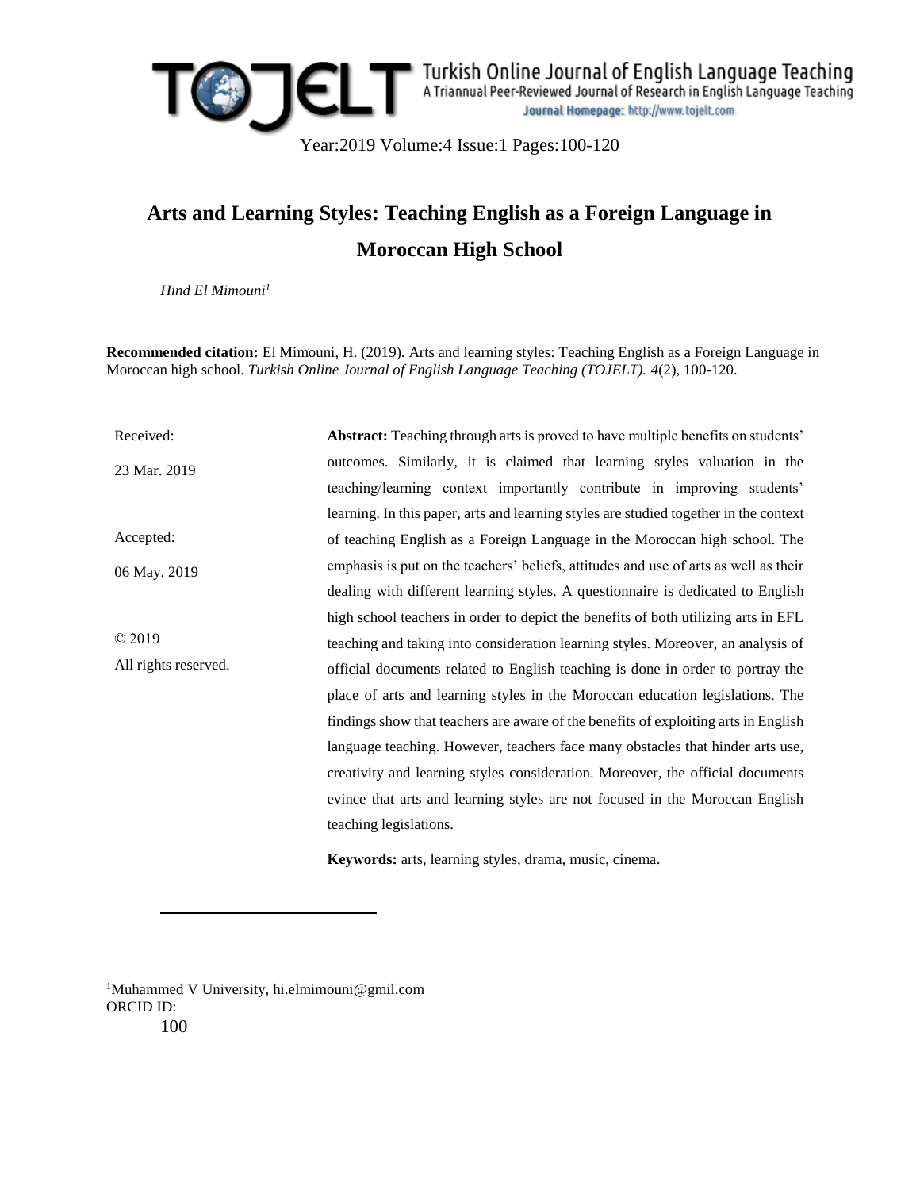# Arts and Learning Styles: Teaching English as a Foreign Language in Moroccan High School

*Hind El Mimouni[1]*

**Recommended citation:** El Mimouni, H. (2019). Arts and learning styles: Teaching English as a Foreign Language in Moroccan high school. *Turkish Online Journal of English Language Teaching (TOJELT). 4*(2), 100-120.

Received: 23 Mar. 2019

Accepted: 06 May. 2019

© 2019 All rights reserved.

**Abstract:** Teaching through arts is proved to have multiple benefits on students' outcomes. Similarly, it is claimed that learning styles valuation in the teaching/learning context importantly contribute in improving students' learning. In this paper, arts and learning styles are studied together in the context of teaching English as a Foreign Language in the Moroccan high school. The emphasis is put on the teachers' beliefs, attitudes and use of arts as well as their dealing with different learning styles. A questionnaire is dedicated to English high school teachers in order to depict the benefits of both utilizing arts in EFL teaching and taking into consideration learning styles. Moreover, an analysis of official documents related to English teaching is done in order to portray the place of arts and learning styles in the Moroccan education legislations. The findings show that teachers are aware of the benefits of exploiting arts in English language teaching. However, teachers face many obstacles that hinder arts use, creativity and learning styles consideration. Moreover, the official documents evince that arts and learning styles are not focused in the Moroccan English teaching legislations.

**Keywords:** arts, learning styles, drama, music, cinema.

---

[1]Muhammed V University, hi.elmimouni@gmil.com
ORCID ID: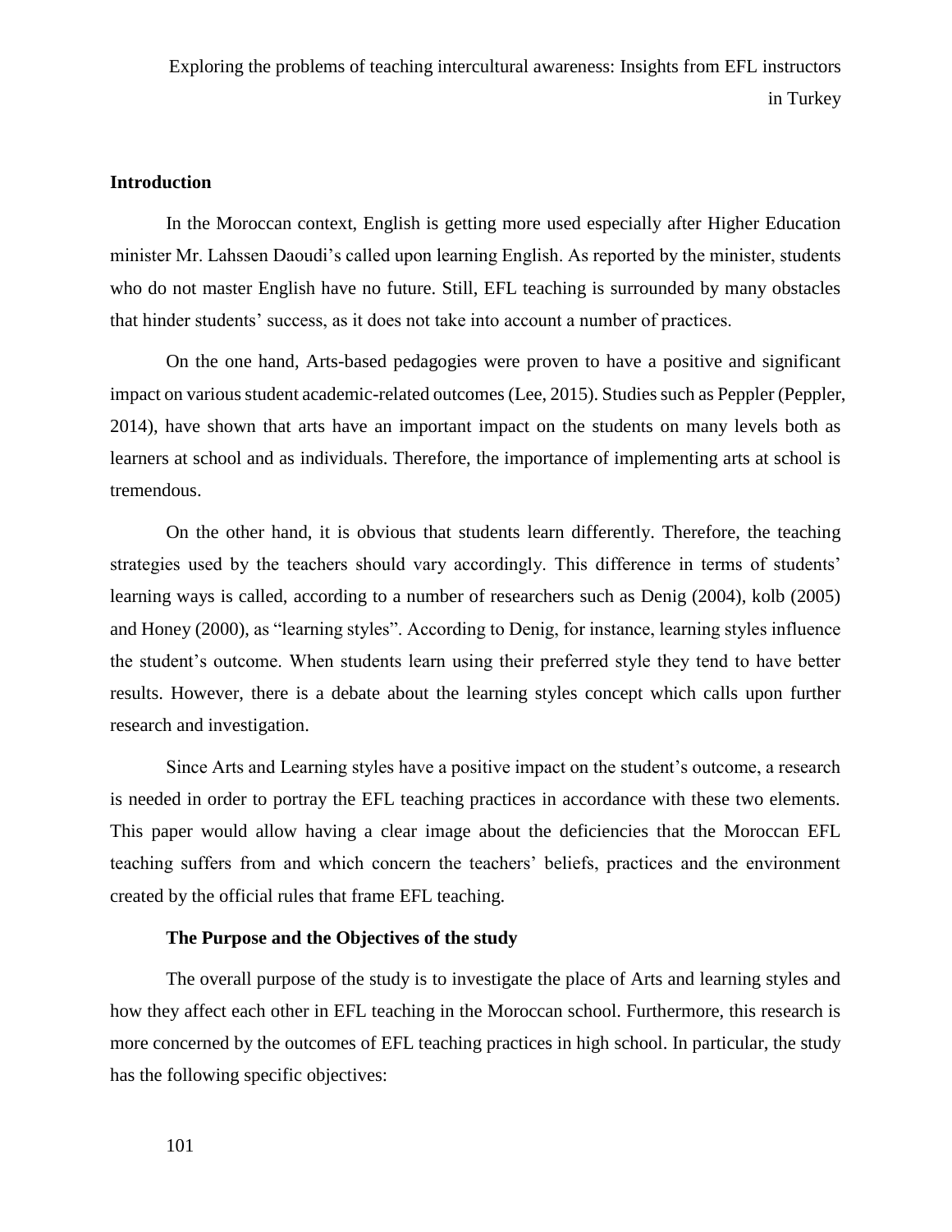## Introduction

In the Moroccan context, English is getting more used especially after Higher Education minister Mr. Lahssen Daoudi's called upon learning English. As reported by the minister, students who do not master English have no future. Still, EFL teaching is surrounded by many obstacles that hinder students' success, as it does not take into account a number of practices.

On the one hand, Arts-based pedagogies were proven to have a positive and significant impact on various student academic-related outcomes (Lee, 2015). Studies such as Peppler (Peppler, 2014), have shown that arts have an important impact on the students on many levels both as learners at school and as individuals. Therefore, the importance of implementing arts at school is tremendous.

On the other hand, it is obvious that students learn differently. Therefore, the teaching strategies used by the teachers should vary accordingly. This difference in terms of students' learning ways is called, according to a number of researchers such as Denig (2004), kolb (2005) and Honey (2000), as "learning styles". According to Denig, for instance, learning styles influence the student's outcome. When students learn using their preferred style they tend to have better results. However, there is a debate about the learning styles concept which calls upon further research and investigation.

Since Arts and Learning styles have a positive impact on the student's outcome, a research is needed in order to portray the EFL teaching practices in accordance with these two elements. This paper would allow having a clear image about the deficiencies that the Moroccan EFL teaching suffers from and which concern the teachers' beliefs, practices and the environment created by the official rules that frame EFL teaching.

### The Purpose and the Objectives of the study

The overall purpose of the study is to investigate the place of Arts and learning styles and how they affect each other in EFL teaching in the Moroccan school. Furthermore, this research is more concerned by the outcomes of EFL teaching practices in high school. In particular, the study has the following specific objectives: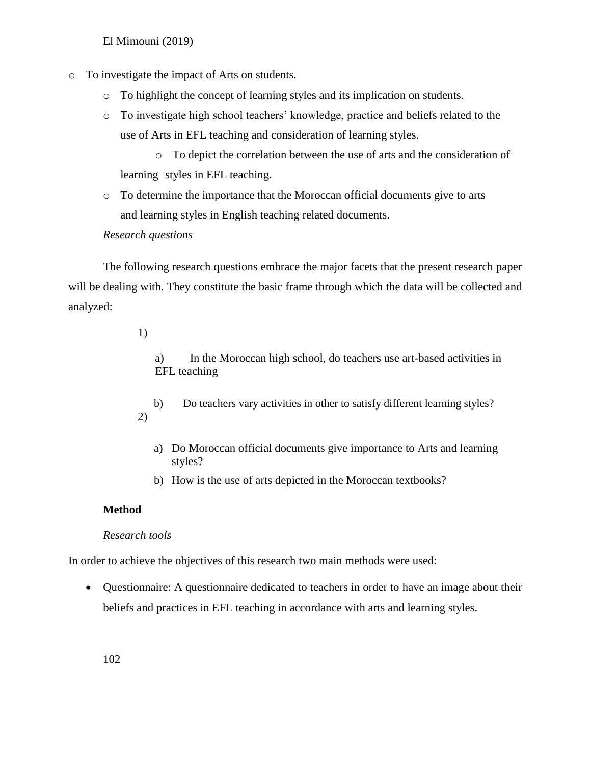El Mimouni (2019)

- To investigate the impact of Arts on students.
  - To highlight the concept of learning styles and its implication on students.
  - To investigate high school teachers' knowledge, practice and beliefs related to the use of Arts in EFL teaching and consideration of learning styles.
    - To depict the correlation between the use of arts and the consideration of learning styles in EFL teaching.
  - To determine the importance that the Moroccan official documents give to arts and learning styles in English teaching related documents.

*Research questions*

The following research questions embrace the major facets that the present research paper will be dealing with. They constitute the basic frame through which the data will be collected and analyzed:

1)
   a) In the Moroccan high school, do teachers use art-based activities in EFL teaching
   b) Do teachers vary activities in other to satisfy different learning styles?

2)
   a) Do Moroccan official documents give importance to Arts and learning styles?
   b) How is the use of arts depicted in the Moroccan textbooks?

**Method**

*Research tools*

In order to achieve the objectives of this research two main methods were used:

- Questionnaire: A questionnaire dedicated to teachers in order to have an image about their beliefs and practices in EFL teaching in accordance with arts and learning styles.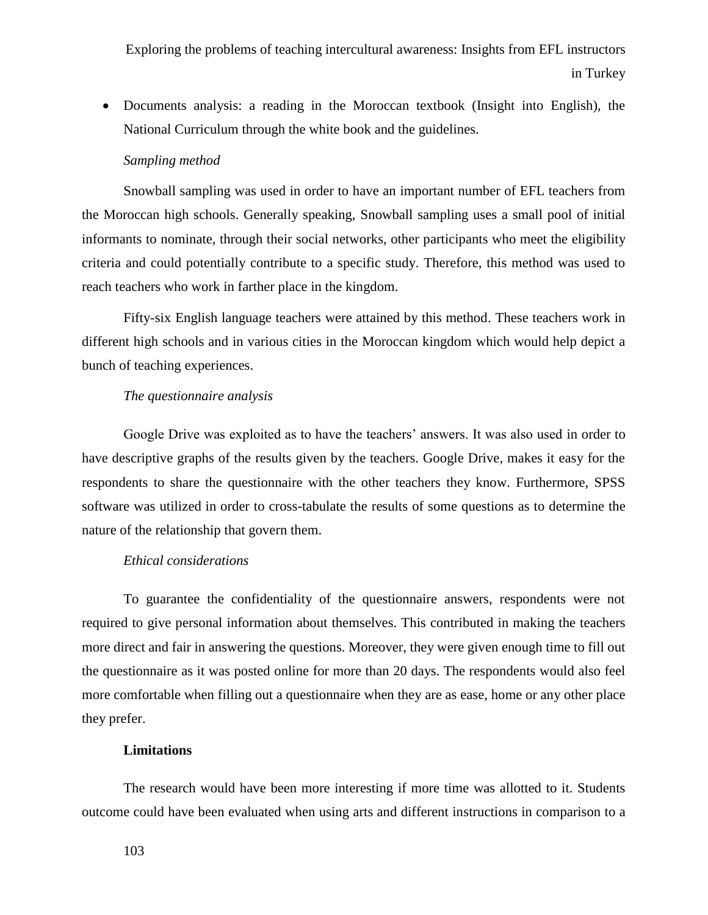- Documents analysis: a reading in the Moroccan textbook (Insight into English), the National Curriculum through the white book and the guidelines.

*Sampling method*

Snowball sampling was used in order to have an important number of EFL teachers from the Moroccan high schools. Generally speaking, Snowball sampling uses a small pool of initial informants to nominate, through their social networks, other participants who meet the eligibility criteria and could potentially contribute to a specific study. Therefore, this method was used to reach teachers who work in farther place in the kingdom.

Fifty-six English language teachers were attained by this method. These teachers work in different high schools and in various cities in the Moroccan kingdom which would help depict a bunch of teaching experiences.

*The questionnaire analysis*

Google Drive was exploited as to have the teachers' answers. It was also used in order to have descriptive graphs of the results given by the teachers. Google Drive, makes it easy for the respondents to share the questionnaire with the other teachers they know. Furthermore, SPSS software was utilized in order to cross-tabulate the results of some questions as to determine the nature of the relationship that govern them.

*Ethical considerations*

To guarantee the confidentiality of the questionnaire answers, respondents were not required to give personal information about themselves. This contributed in making the teachers more direct and fair in answering the questions. Moreover, they were given enough time to fill out the questionnaire as it was posted online for more than 20 days. The respondents would also feel more comfortable when filling out a questionnaire when they are as ease, home or any other place they prefer.

**Limitations**

The research would have been more interesting if more time was allotted to it. Students outcome could have been evaluated when using arts and different instructions in comparison to a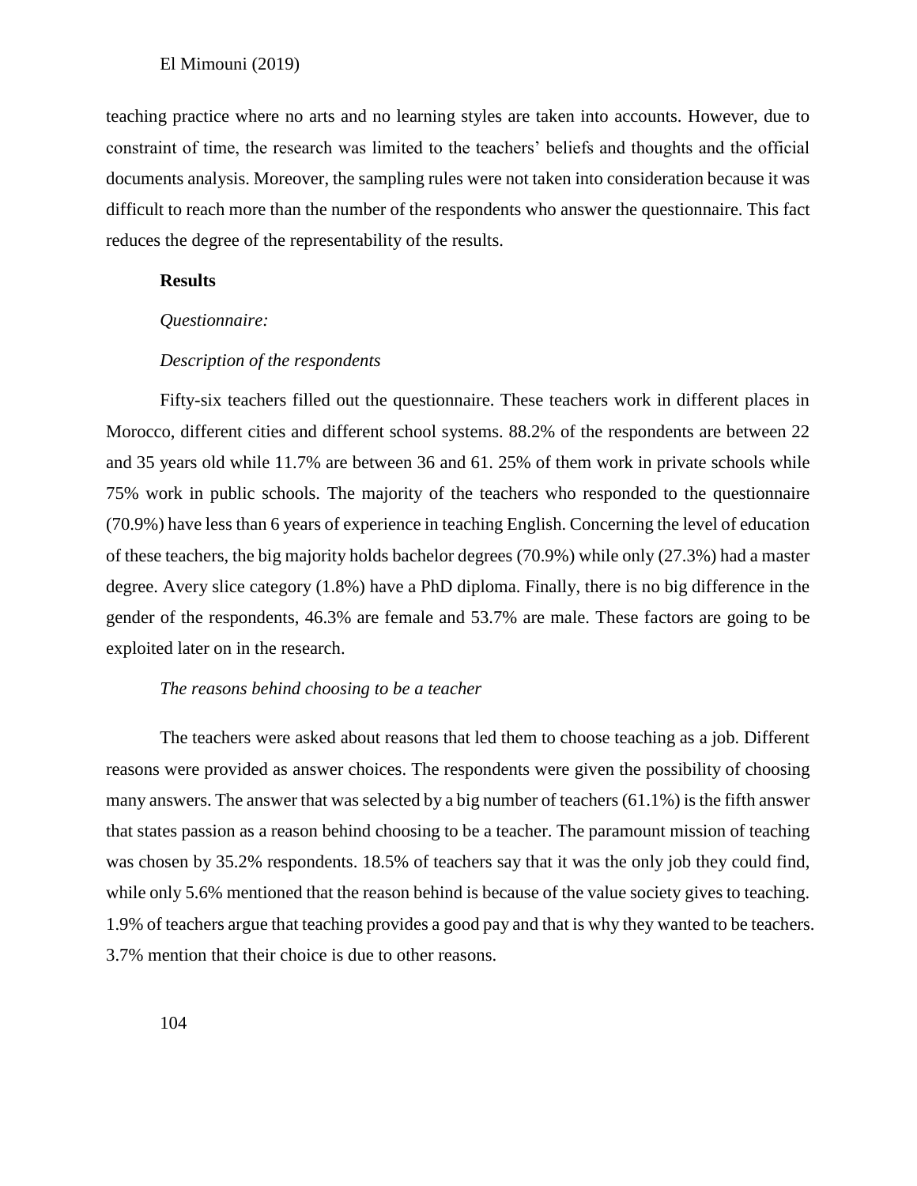teaching practice where no arts and no learning styles are taken into accounts. However, due to constraint of time, the research was limited to the teachers' beliefs and thoughts and the official documents analysis. Moreover, the sampling rules were not taken into consideration because it was difficult to reach more than the number of the respondents who answer the questionnaire. This fact reduces the degree of the representability of the results.

## Results

### *Questionnaire:*

#### *Description of the respondents*

Fifty-six teachers filled out the questionnaire. These teachers work in different places in Morocco, different cities and different school systems. 88.2% of the respondents are between 22 and 35 years old while 11.7% are between 36 and 61. 25% of them work in private schools while 75% work in public schools. The majority of the teachers who responded to the questionnaire (70.9%) have less than 6 years of experience in teaching English. Concerning the level of education of these teachers, the big majority holds bachelor degrees (70.9%) while only (27.3%) had a master degree. Avery slice category (1.8%) have a PhD diploma. Finally, there is no big difference in the gender of the respondents, 46.3% are female and 53.7% are male. These factors are going to be exploited later on in the research.

#### *The reasons behind choosing to be a teacher*

The teachers were asked about reasons that led them to choose teaching as a job. Different reasons were provided as answer choices. The respondents were given the possibility of choosing many answers. The answer that was selected by a big number of teachers (61.1%) is the fifth answer that states passion as a reason behind choosing to be a teacher. The paramount mission of teaching was chosen by 35.2% respondents. 18.5% of teachers say that it was the only job they could find, while only 5.6% mentioned that the reason behind is because of the value society gives to teaching. 1.9% of teachers argue that teaching provides a good pay and that is why they wanted to be teachers. 3.7% mention that their choice is due to other reasons.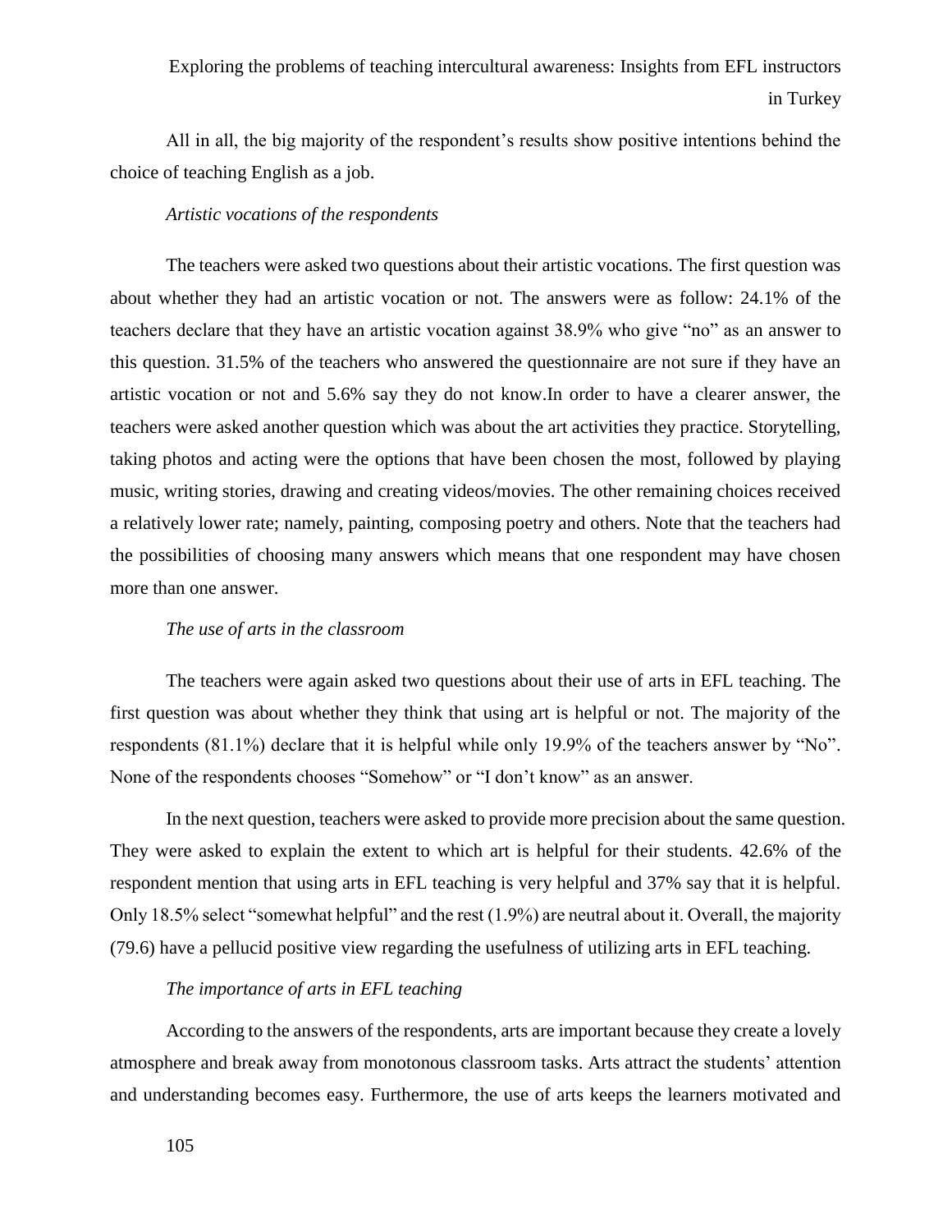All in all, the big majority of the respondent's results show positive intentions behind the choice of teaching English as a job.

*Artistic vocations of the respondents*

The teachers were asked two questions about their artistic vocations. The first question was about whether they had an artistic vocation or not. The answers were as follow: 24.1% of the teachers declare that they have an artistic vocation against 38.9% who give "no" as an answer to this question. 31.5% of the teachers who answered the questionnaire are not sure if they have an artistic vocation or not and 5.6% say they do not know.In order to have a clearer answer, the teachers were asked another question which was about the art activities they practice. Storytelling, taking photos and acting were the options that have been chosen the most, followed by playing music, writing stories, drawing and creating videos/movies. The other remaining choices received a relatively lower rate; namely, painting, composing poetry and others. Note that the teachers had the possibilities of choosing many answers which means that one respondent may have chosen more than one answer.

*The use of arts in the classroom*

The teachers were again asked two questions about their use of arts in EFL teaching. The first question was about whether they think that using art is helpful or not. The majority of the respondents (81.1%) declare that it is helpful while only 19.9% of the teachers answer by "No". None of the respondents chooses "Somehow" or "I don't know" as an answer.

In the next question, teachers were asked to provide more precision about the same question. They were asked to explain the extent to which art is helpful for their students. 42.6% of the respondent mention that using arts in EFL teaching is very helpful and 37% say that it is helpful. Only 18.5% select "somewhat helpful" and the rest (1.9%) are neutral about it. Overall, the majority (79.6) have a pellucid positive view regarding the usefulness of utilizing arts in EFL teaching.

*The importance of arts in EFL teaching*

According to the answers of the respondents, arts are important because they create a lovely atmosphere and break away from monotonous classroom tasks. Arts attract the students' attention and understanding becomes easy. Furthermore, the use of arts keeps the learners motivated and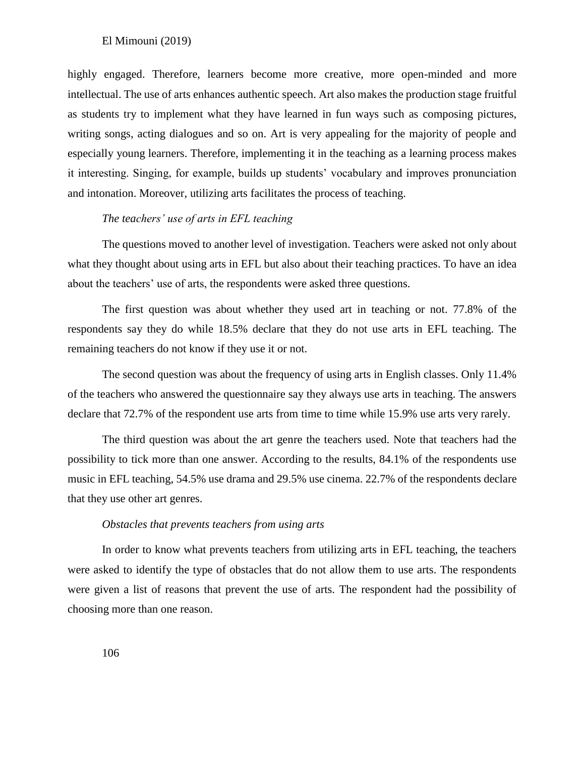highly engaged. Therefore, learners become more creative, more open-minded and more intellectual. The use of arts enhances authentic speech. Art also makes the production stage fruitful as students try to implement what they have learned in fun ways such as composing pictures, writing songs, acting dialogues and so on. Art is very appealing for the majority of people and especially young learners. Therefore, implementing it in the teaching as a learning process makes it interesting. Singing, for example, builds up students' vocabulary and improves pronunciation and intonation. Moreover, utilizing arts facilitates the process of teaching.

*The teachers' use of arts in EFL teaching*

The questions moved to another level of investigation. Teachers were asked not only about what they thought about using arts in EFL but also about their teaching practices. To have an idea about the teachers' use of arts, the respondents were asked three questions.

The first question was about whether they used art in teaching or not. 77.8% of the respondents say they do while 18.5% declare that they do not use arts in EFL teaching. The remaining teachers do not know if they use it or not.

The second question was about the frequency of using arts in English classes. Only 11.4% of the teachers who answered the questionnaire say they always use arts in teaching. The answers declare that 72.7% of the respondent use arts from time to time while 15.9% use arts very rarely.

The third question was about the art genre the teachers used. Note that teachers had the possibility to tick more than one answer. According to the results, 84.1% of the respondents use music in EFL teaching, 54.5% use drama and 29.5% use cinema. 22.7% of the respondents declare that they use other art genres.

*Obstacles that prevents teachers from using arts*

In order to know what prevents teachers from utilizing arts in EFL teaching, the teachers were asked to identify the type of obstacles that do not allow them to use arts. The respondents were given a list of reasons that prevent the use of arts. The respondent had the possibility of choosing more than one reason.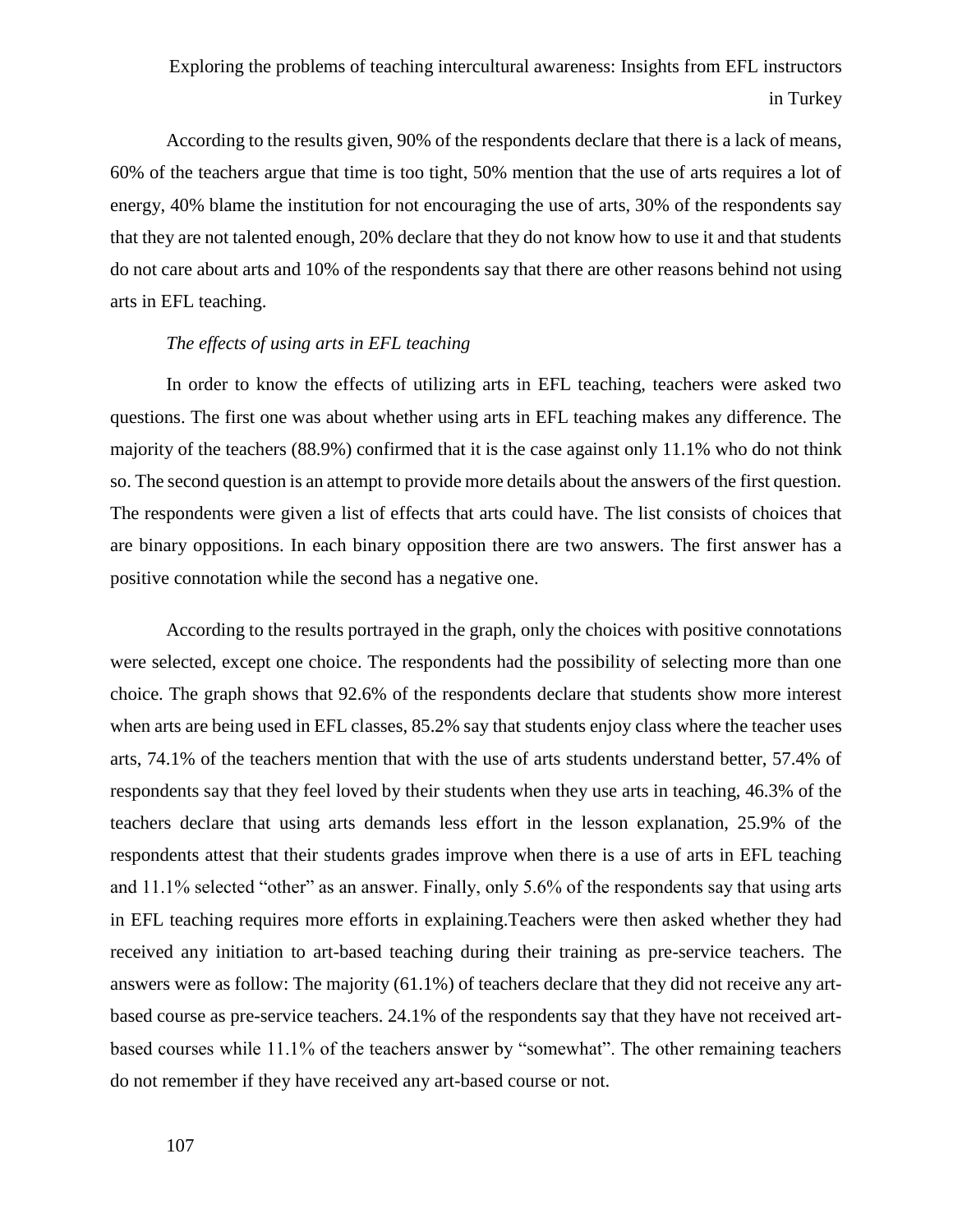According to the results given, 90% of the respondents declare that there is a lack of means, 60% of the teachers argue that time is too tight, 50% mention that the use of arts requires a lot of energy, 40% blame the institution for not encouraging the use of arts, 30% of the respondents say that they are not talented enough, 20% declare that they do not know how to use it and that students do not care about arts and 10% of the respondents say that there are other reasons behind not using arts in EFL teaching.

*The effects of using arts in EFL teaching*

In order to know the effects of utilizing arts in EFL teaching, teachers were asked two questions. The first one was about whether using arts in EFL teaching makes any difference. The majority of the teachers (88.9%) confirmed that it is the case against only 11.1% who do not think so. The second question is an attempt to provide more details about the answers of the first question. The respondents were given a list of effects that arts could have. The list consists of choices that are binary oppositions. In each binary opposition there are two answers. The first answer has a positive connotation while the second has a negative one.

According to the results portrayed in the graph, only the choices with positive connotations were selected, except one choice. The respondents had the possibility of selecting more than one choice. The graph shows that 92.6% of the respondents declare that students show more interest when arts are being used in EFL classes, 85.2% say that students enjoy class where the teacher uses arts, 74.1% of the teachers mention that with the use of arts students understand better, 57.4% of respondents say that they feel loved by their students when they use arts in teaching, 46.3% of the teachers declare that using arts demands less effort in the lesson explanation, 25.9% of the respondents attest that their students grades improve when there is a use of arts in EFL teaching and 11.1% selected "other" as an answer. Finally, only 5.6% of the respondents say that using arts in EFL teaching requires more efforts in explaining.Teachers were then asked whether they had received any initiation to art-based teaching during their training as pre-service teachers. The answers were as follow: The majority (61.1%) of teachers declare that they did not receive any art-based course as pre-service teachers. 24.1% of the respondents say that they have not received art-based courses while 11.1% of the teachers answer by "somewhat". The other remaining teachers do not remember if they have received any art-based course or not.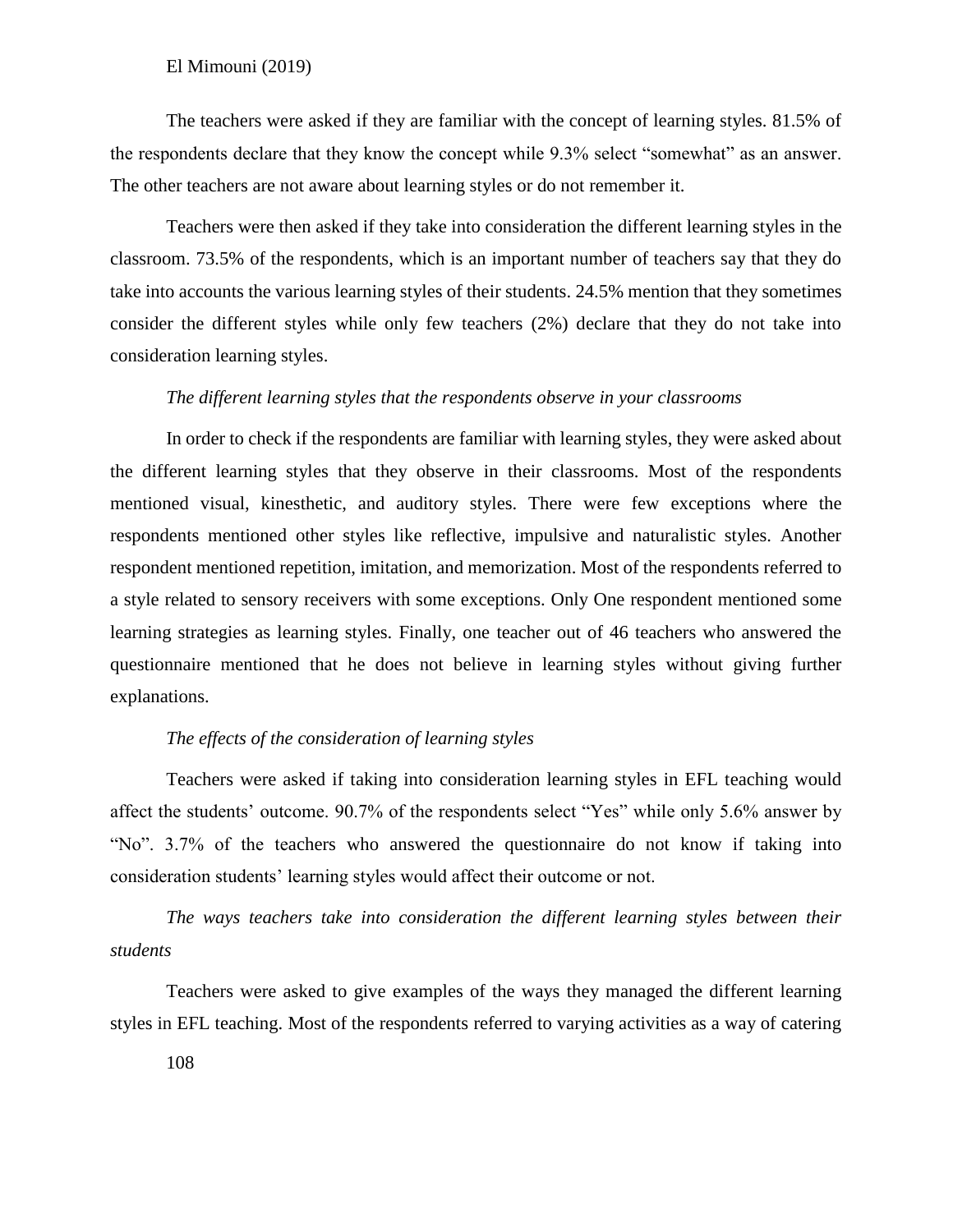The teachers were asked if they are familiar with the concept of learning styles. 81.5% of the respondents declare that they know the concept while 9.3% select "somewhat" as an answer. The other teachers are not aware about learning styles or do not remember it.

Teachers were then asked if they take into consideration the different learning styles in the classroom. 73.5% of the respondents, which is an important number of teachers say that they do take into accounts the various learning styles of their students. 24.5% mention that they sometimes consider the different styles while only few teachers (2%) declare that they do not take into consideration learning styles.

*The different learning styles that the respondents observe in your classrooms*

In order to check if the respondents are familiar with learning styles, they were asked about the different learning styles that they observe in their classrooms. Most of the respondents mentioned visual, kinesthetic, and auditory styles. There were few exceptions where the respondents mentioned other styles like reflective, impulsive and naturalistic styles. Another respondent mentioned repetition, imitation, and memorization. Most of the respondents referred to a style related to sensory receivers with some exceptions. Only One respondent mentioned some learning strategies as learning styles. Finally, one teacher out of 46 teachers who answered the questionnaire mentioned that he does not believe in learning styles without giving further explanations.

*The effects of the consideration of learning styles*

Teachers were asked if taking into consideration learning styles in EFL teaching would affect the students' outcome. 90.7% of the respondents select "Yes" while only 5.6% answer by "No". 3.7% of the teachers who answered the questionnaire do not know if taking into consideration students' learning styles would affect their outcome or not.

*The ways teachers take into consideration the different learning styles between their students*

Teachers were asked to give examples of the ways they managed the different learning styles in EFL teaching. Most of the respondents referred to varying activities as a way of catering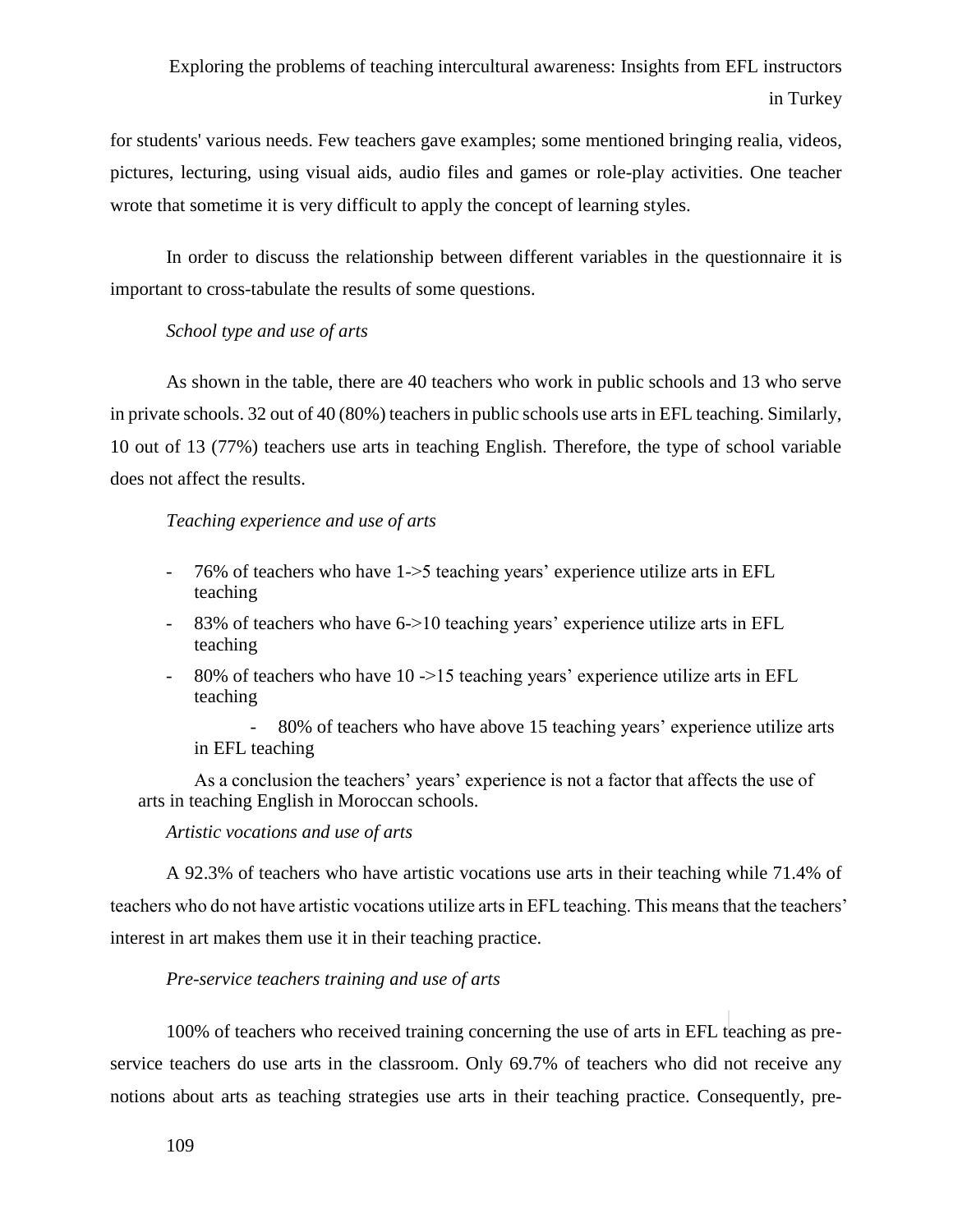for students' various needs. Few teachers gave examples; some mentioned bringing realia, videos, pictures, lecturing, using visual aids, audio files and games or role-play activities. One teacher wrote that sometime it is very difficult to apply the concept of learning styles.

In order to discuss the relationship between different variables in the questionnaire it is important to cross-tabulate the results of some questions.

*School type and use of arts*

As shown in the table, there are 40 teachers who work in public schools and 13 who serve in private schools. 32 out of 40 (80%) teachers in public schools use arts in EFL teaching. Similarly, 10 out of 13 (77%) teachers use arts in teaching English. Therefore, the type of school variable does not affect the results.

*Teaching experience and use of arts*

- 76% of teachers who have 1->5 teaching years' experience utilize arts in EFL teaching
- 83% of teachers who have 6->10 teaching years' experience utilize arts in EFL teaching
- 80% of teachers who have 10 ->15 teaching years' experience utilize arts in EFL teaching
- 80% of teachers who have above 15 teaching years' experience utilize arts in EFL teaching

As a conclusion the teachers' years' experience is not a factor that affects the use of arts in teaching English in Moroccan schools.

*Artistic vocations and use of arts*

A 92.3% of teachers who have artistic vocations use arts in their teaching while 71.4% of teachers who do not have artistic vocations utilize arts in EFL teaching. This means that the teachers' interest in art makes them use it in their teaching practice.

*Pre-service teachers training and use of arts*

100% of teachers who received training concerning the use of arts in EFL teaching as pre-service teachers do use arts in the classroom. Only 69.7% of teachers who did not receive any notions about arts as teaching strategies use arts in their teaching practice. Consequently, pre-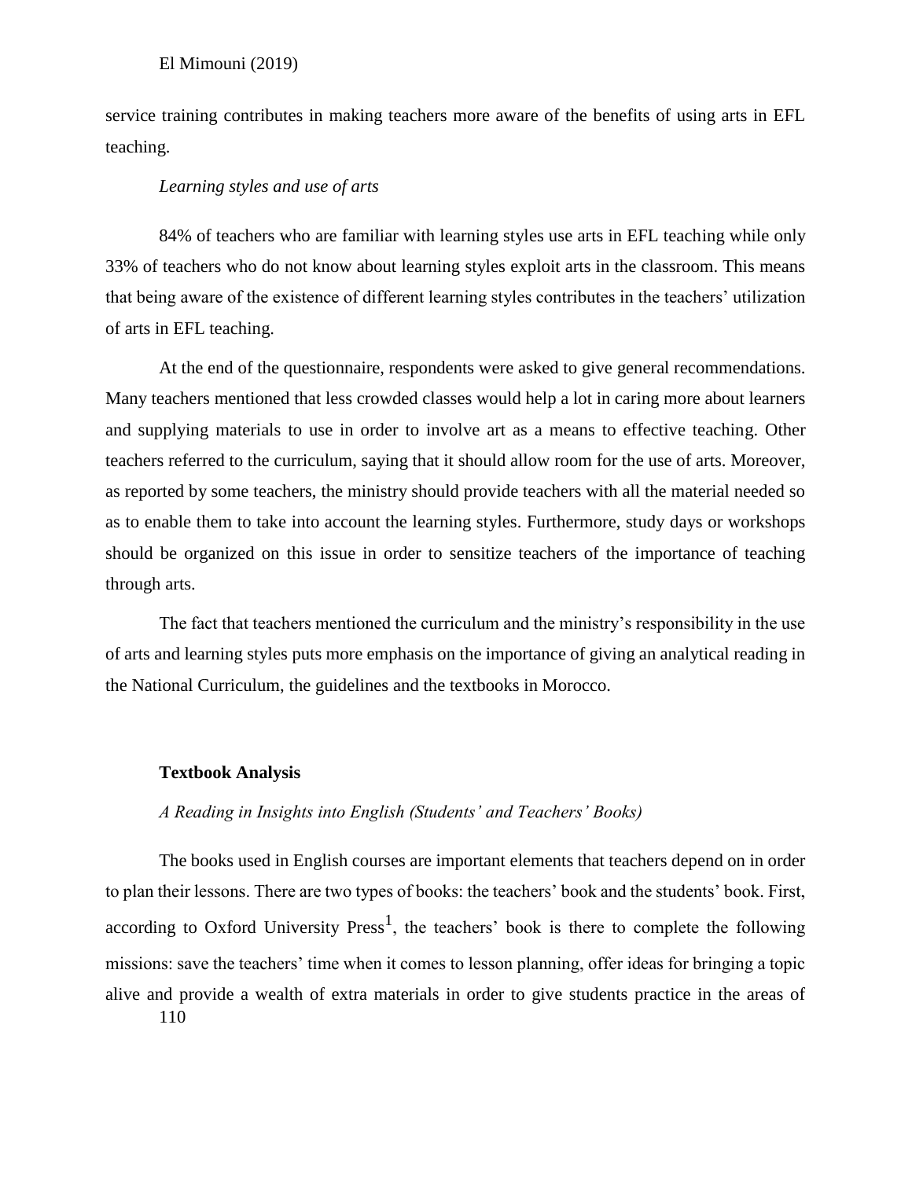service training contributes in making teachers more aware of the benefits of using arts in EFL teaching.

*Learning styles and use of arts*

84% of teachers who are familiar with learning styles use arts in EFL teaching while only 33% of teachers who do not know about learning styles exploit arts in the classroom. This means that being aware of the existence of different learning styles contributes in the teachers' utilization of arts in EFL teaching.

At the end of the questionnaire, respondents were asked to give general recommendations. Many teachers mentioned that less crowded classes would help a lot in caring more about learners and supplying materials to use in order to involve art as a means to effective teaching. Other teachers referred to the curriculum, saying that it should allow room for the use of arts. Moreover, as reported by some teachers, the ministry should provide teachers with all the material needed so as to enable them to take into account the learning styles. Furthermore, study days or workshops should be organized on this issue in order to sensitize teachers of the importance of teaching through arts.

The fact that teachers mentioned the curriculum and the ministry's responsibility in the use of arts and learning styles puts more emphasis on the importance of giving an analytical reading in the National Curriculum, the guidelines and the textbooks in Morocco.

**Textbook Analysis**

*A Reading in Insights into English (Students' and Teachers' Books)*

The books used in English courses are important elements that teachers depend on in order to plan their lessons. There are two types of books: the teachers' book and the students' book. First, according to Oxford University Press[1], the teachers' book is there to complete the following missions: save the teachers' time when it comes to lesson planning, offer ideas for bringing a topic alive and provide a wealth of extra materials in order to give students practice in the areas of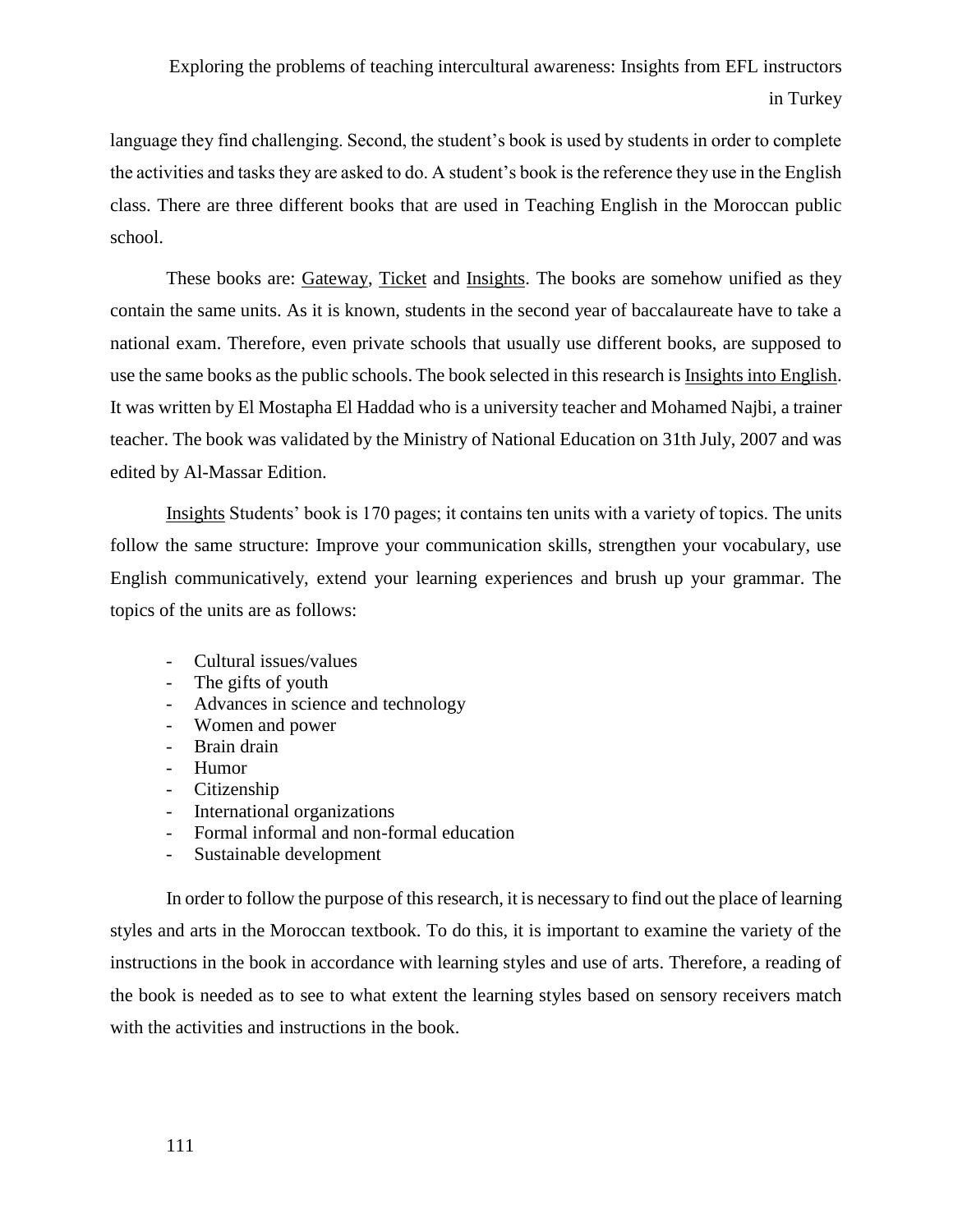language they find challenging. Second, the student's book is used by students in order to complete the activities and tasks they are asked to do. A student's book is the reference they use in the English class. There are three different books that are used in Teaching English in the Moroccan public school.

These books are: Gateway, Ticket and Insights. The books are somehow unified as they contain the same units. As it is known, students in the second year of baccalaureate have to take a national exam. Therefore, even private schools that usually use different books, are supposed to use the same books as the public schools. The book selected in this research is Insights into English. It was written by El Mostapha El Haddad who is a university teacher and Mohamed Najbi, a trainer teacher. The book was validated by the Ministry of National Education on 31th July, 2007 and was edited by Al-Massar Edition.

Insights Students' book is 170 pages; it contains ten units with a variety of topics. The units follow the same structure: Improve your communication skills, strengthen your vocabulary, use English communicatively, extend your learning experiences and brush up your grammar. The topics of the units are as follows:

- Cultural issues/values
- The gifts of youth
- Advances in science and technology
- Women and power
- Brain drain
- Humor
- Citizenship
- International organizations
- Formal informal and non-formal education
- Sustainable development

In order to follow the purpose of this research, it is necessary to find out the place of learning styles and arts in the Moroccan textbook. To do this, it is important to examine the variety of the instructions in the book in accordance with learning styles and use of arts. Therefore, a reading of the book is needed as to see to what extent the learning styles based on sensory receivers match with the activities and instructions in the book.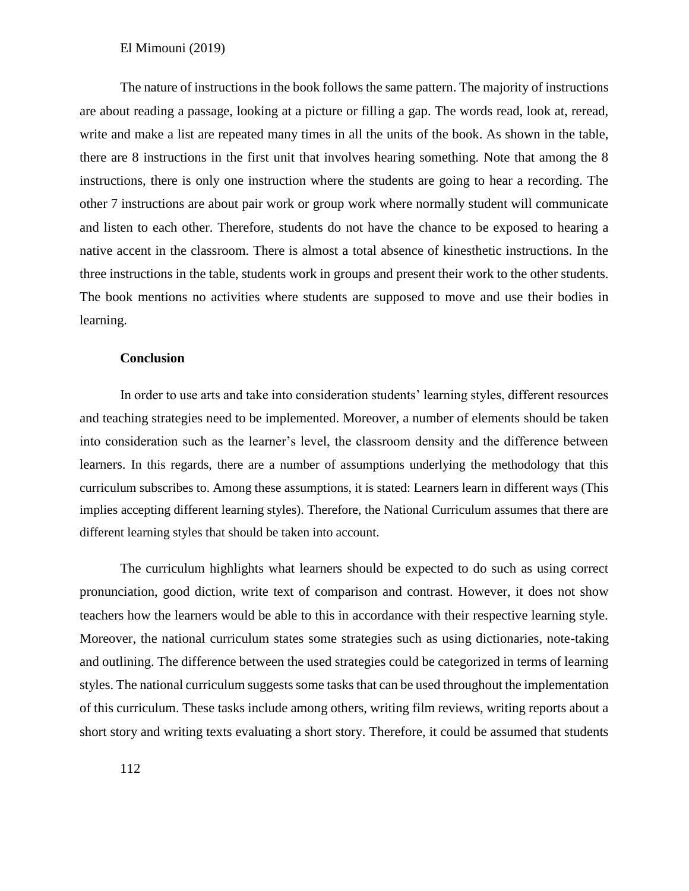The nature of instructions in the book follows the same pattern. The majority of instructions are about reading a passage, looking at a picture or filling a gap. The words read, look at, reread, write and make a list are repeated many times in all the units of the book. As shown in the table, there are 8 instructions in the first unit that involves hearing something. Note that among the 8 instructions, there is only one instruction where the students are going to hear a recording. The other 7 instructions are about pair work or group work where normally student will communicate and listen to each other. Therefore, students do not have the chance to be exposed to hearing a native accent in the classroom. There is almost a total absence of kinesthetic instructions. In the three instructions in the table, students work in groups and present their work to the other students. The book mentions no activities where students are supposed to move and use their bodies in learning.

## Conclusion

In order to use arts and take into consideration students' learning styles, different resources and teaching strategies need to be implemented. Moreover, a number of elements should be taken into consideration such as the learner's level, the classroom density and the difference between learners. In this regards, there are a number of assumptions underlying the methodology that this curriculum subscribes to. Among these assumptions, it is stated: Learners learn in different ways (This implies accepting different learning styles). Therefore, the National Curriculum assumes that there are different learning styles that should be taken into account.

The curriculum highlights what learners should be expected to do such as using correct pronunciation, good diction, write text of comparison and contrast. However, it does not show teachers how the learners would be able to this in accordance with their respective learning style. Moreover, the national curriculum states some strategies such as using dictionaries, note-taking and outlining. The difference between the used strategies could be categorized in terms of learning styles. The national curriculum suggests some tasks that can be used throughout the implementation of this curriculum. These tasks include among others, writing film reviews, writing reports about a short story and writing texts evaluating a short story. Therefore, it could be assumed that students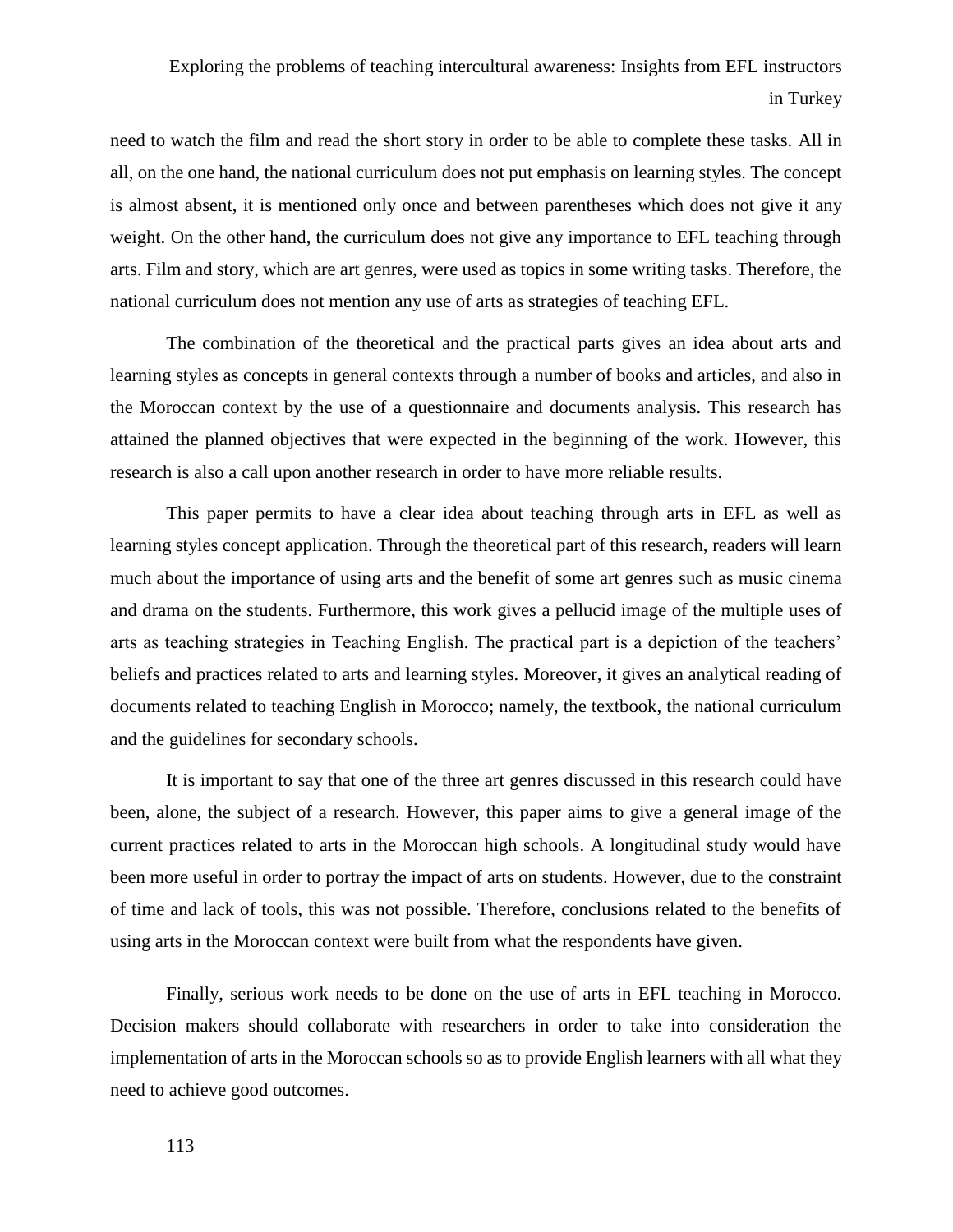need to watch the film and read the short story in order to be able to complete these tasks. All in all, on the one hand, the national curriculum does not put emphasis on learning styles. The concept is almost absent, it is mentioned only once and between parentheses which does not give it any weight. On the other hand, the curriculum does not give any importance to EFL teaching through arts. Film and story, which are art genres, were used as topics in some writing tasks. Therefore, the national curriculum does not mention any use of arts as strategies of teaching EFL.

The combination of the theoretical and the practical parts gives an idea about arts and learning styles as concepts in general contexts through a number of books and articles, and also in the Moroccan context by the use of a questionnaire and documents analysis. This research has attained the planned objectives that were expected in the beginning of the work. However, this research is also a call upon another research in order to have more reliable results.

This paper permits to have a clear idea about teaching through arts in EFL as well as learning styles concept application. Through the theoretical part of this research, readers will learn much about the importance of using arts and the benefit of some art genres such as music cinema and drama on the students. Furthermore, this work gives a pellucid image of the multiple uses of arts as teaching strategies in Teaching English. The practical part is a depiction of the teachers' beliefs and practices related to arts and learning styles. Moreover, it gives an analytical reading of documents related to teaching English in Morocco; namely, the textbook, the national curriculum and the guidelines for secondary schools.

It is important to say that one of the three art genres discussed in this research could have been, alone, the subject of a research. However, this paper aims to give a general image of the current practices related to arts in the Moroccan high schools. A longitudinal study would have been more useful in order to portray the impact of arts on students. However, due to the constraint of time and lack of tools, this was not possible. Therefore, conclusions related to the benefits of using arts in the Moroccan context were built from what the respondents have given.

Finally, serious work needs to be done on the use of arts in EFL teaching in Morocco. Decision makers should collaborate with researchers in order to take into consideration the implementation of arts in the Moroccan schools so as to provide English learners with all what they need to achieve good outcomes.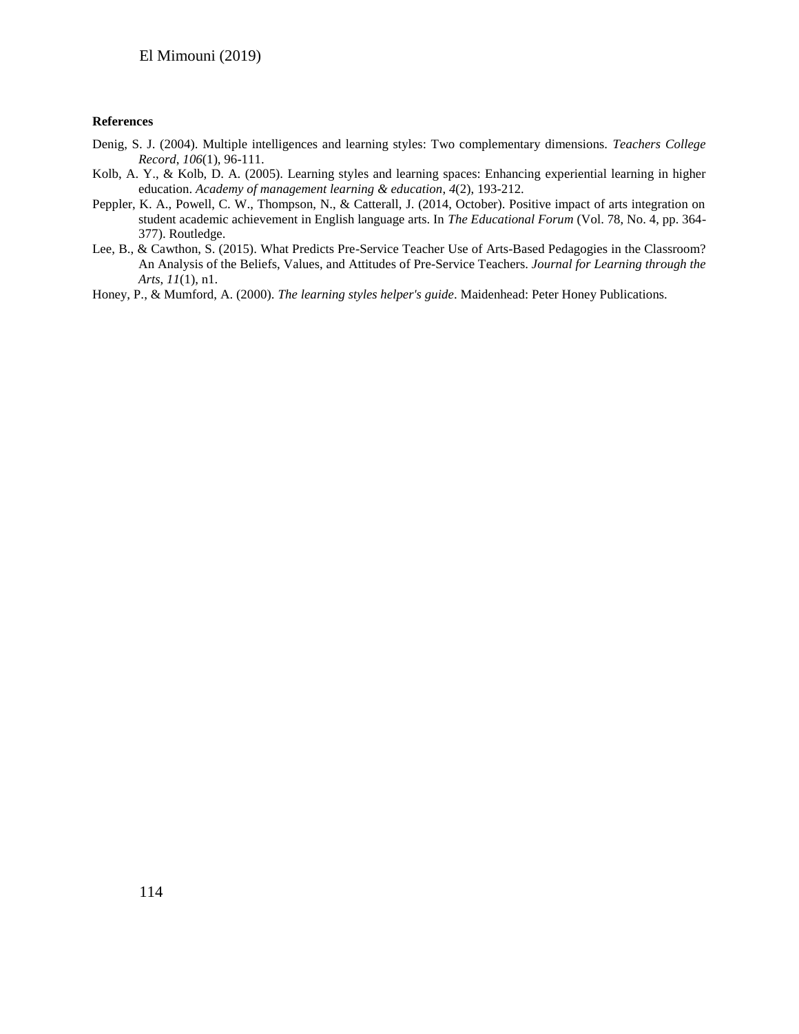**References**

Denig, S. J. (2004). Multiple intelligences and learning styles: Two complementary dimensions. *Teachers College Record*, *106*(1), 96-111.

Kolb, A. Y., & Kolb, D. A. (2005). Learning styles and learning spaces: Enhancing experiential learning in higher education. *Academy of management learning & education*, *4*(2), 193-212.

Peppler, K. A., Powell, C. W., Thompson, N., & Catterall, J. (2014, October). Positive impact of arts integration on student academic achievement in English language arts. In *The Educational Forum* (Vol. 78, No. 4, pp. 364-377). Routledge.

Lee, B., & Cawthon, S. (2015). What Predicts Pre-Service Teacher Use of Arts-Based Pedagogies in the Classroom? An Analysis of the Beliefs, Values, and Attitudes of Pre-Service Teachers. *Journal for Learning through the Arts*, *11*(1), n1.

Honey, P., & Mumford, A. (2000). *The learning styles helper's guide*. Maidenhead: Peter Honey Publications.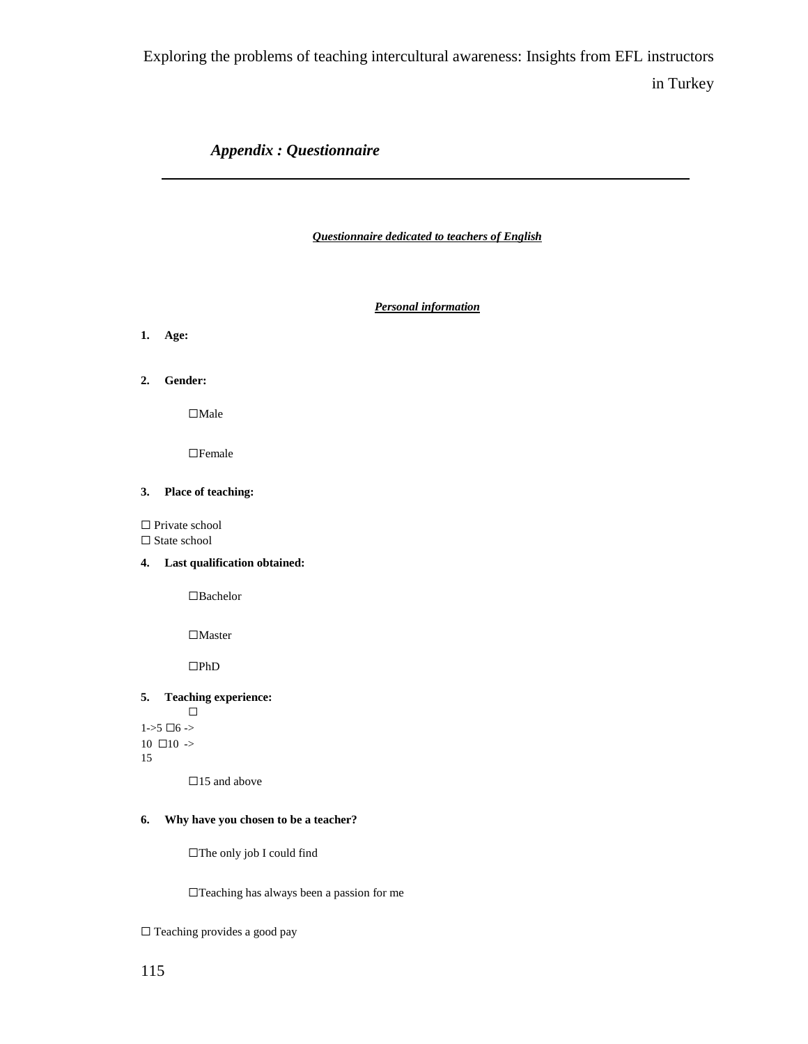## *Appendix : Questionnaire*

***Questionnaire dedicated to teachers of English***

***Personal information***

**1. Age:**

**2. Gender:**

☐Male

☐Female

**3. Place of teaching:**

☐ Private school
☐ State school

**4. Last qualification obtained:**

☐Bachelor

☐Master

☐PhD

**5. Teaching experience:**

☐ 1->5 ☐6 -> 10 ☐10 -> 15

☐15 and above

**6. Why have you chosen to be a teacher?**

☐The only job I could find

☐Teaching has always been a passion for me

☐ Teaching provides a good pay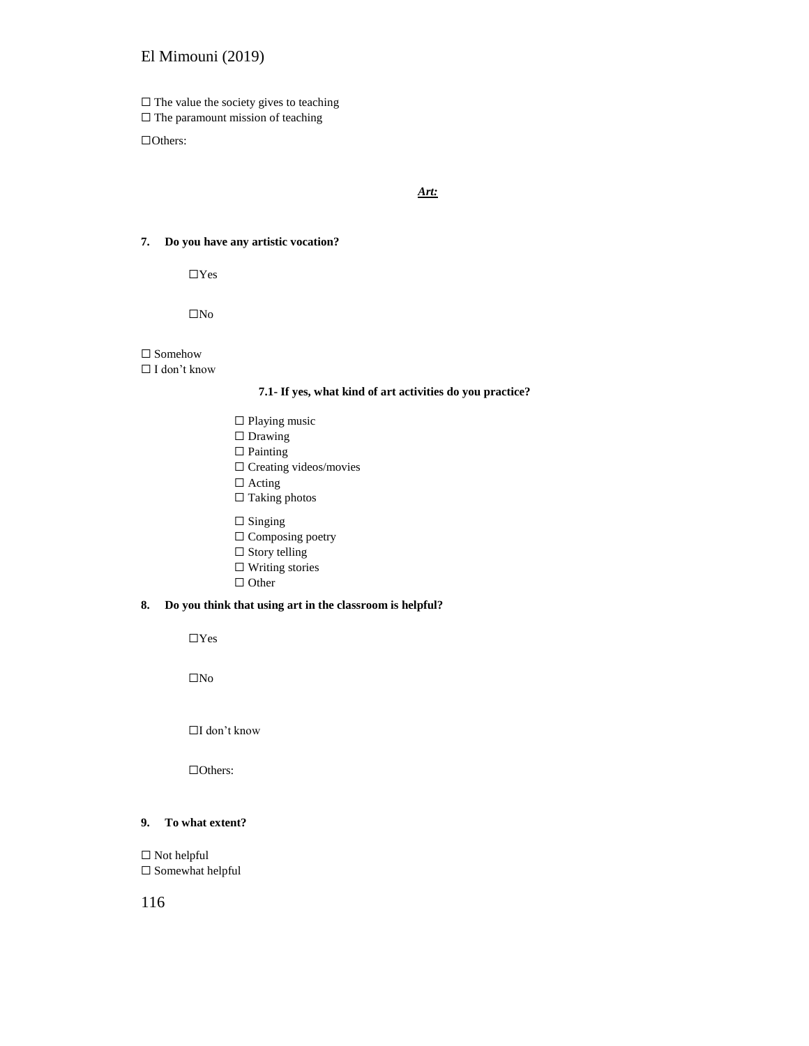☐ The value the society gives to teaching
☐ The paramount mission of teaching

☐Others:

***Art:***

**7. Do you have any artistic vocation?**

☐Yes

☐No

☐ Somehow
☐ I don't know

**7.1- If yes, what kind of art activities do you practice?**

☐ Playing music
☐ Drawing
☐ Painting
☐ Creating videos/movies
☐ Acting
☐ Taking photos

☐ Singing
☐ Composing poetry
☐ Story telling
☐ Writing stories
☐ Other

**8. Do you think that using art in the classroom is helpful?**

☐Yes

☐No

☐I don't know

☐Others:

**9. To what extent?**

☐ Not helpful
☐ Somewhat helpful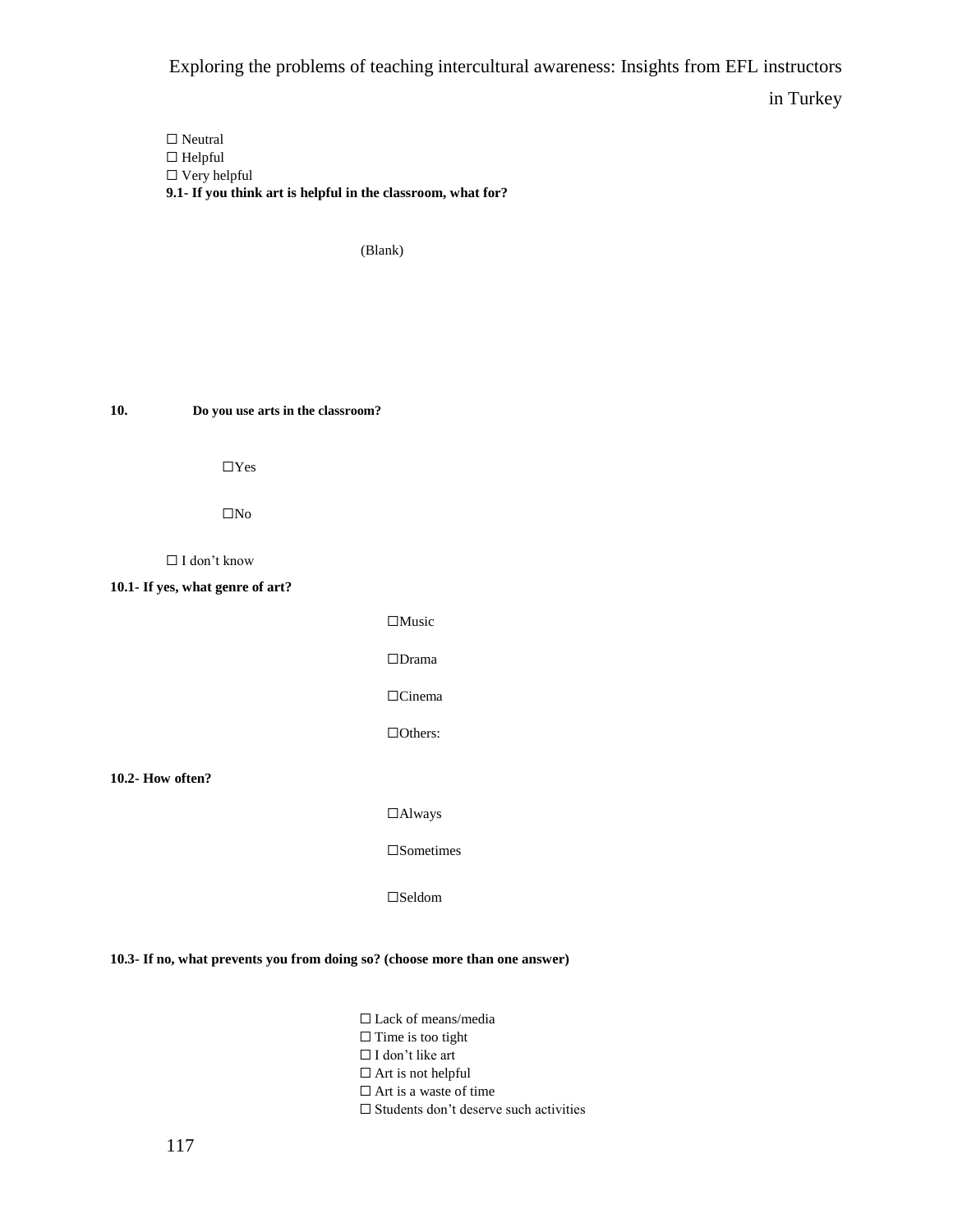☐ Neutral
☐ Helpful
☐ Very helpful

**9.1- If you think art is helpful in the classroom, what for?**

(Blank)

**10. Do you use arts in the classroom?**

☐Yes

☐No

☐ I don't know

**10.1- If yes, what genre of art?**

☐Music

☐Drama

☐Cinema

☐Others:

**10.2- How often?**

☐Always

☐Sometimes

☐Seldom

**10.3- If no, what prevents you from doing so? (choose more than one answer)**

☐ Lack of means/media
☐ Time is too tight
☐ I don't like art
☐ Art is not helpful
☐ Art is a waste of time
☐ Students don't deserve such activities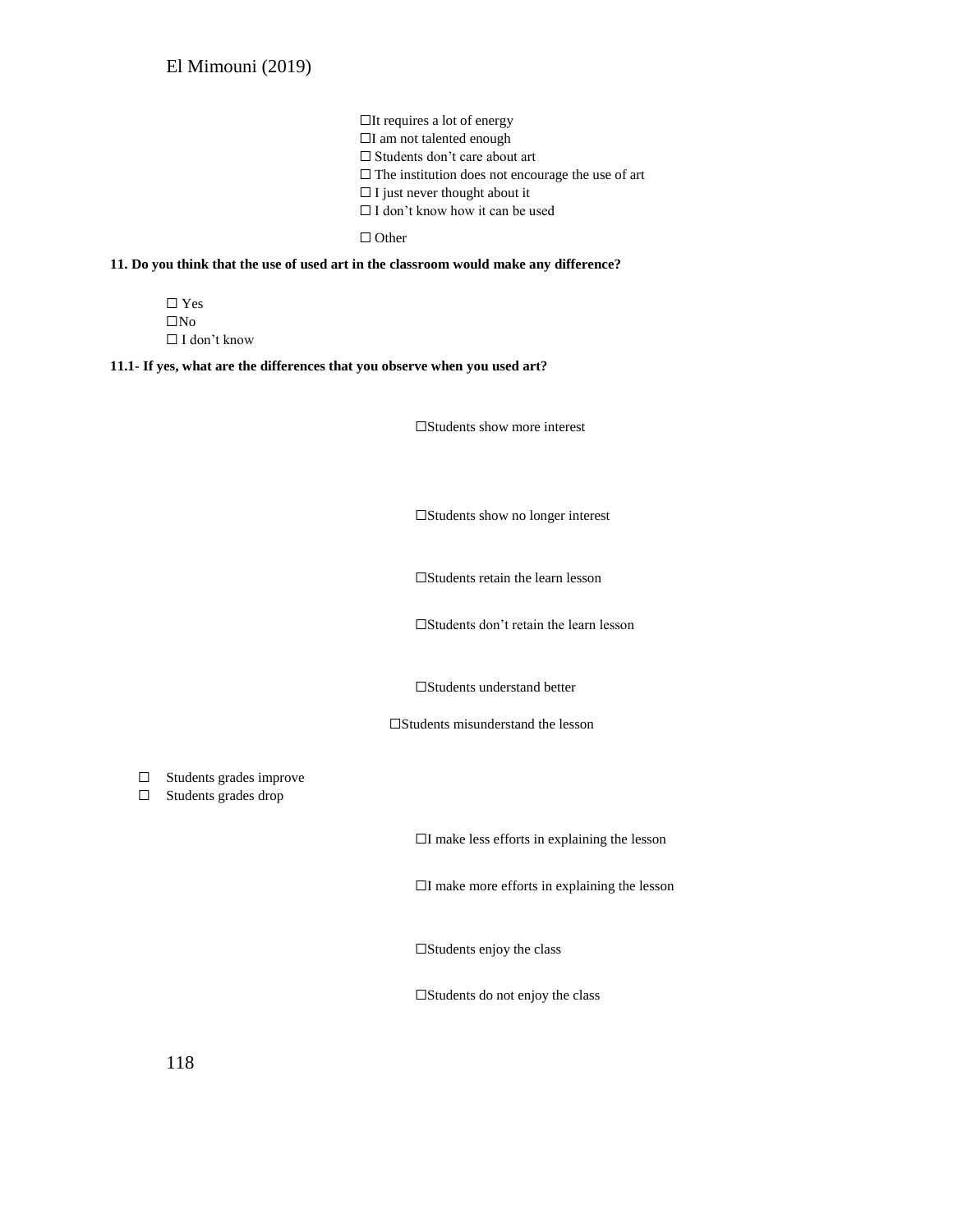☐It requires a lot of energy
☐I am not talented enough
☐ Students don't care about art
☐ The institution does not encourage the use of art
☐ I just never thought about it
☐ I don't know how it can be used

☐ Other

**11. Do you think that the use of used art in the classroom would make any difference?**

☐ Yes
☐No
☐ I don't know

**11.1- If yes, what are the differences that you observe when you used art?**

☐Students show more interest

☐Students show no longer interest

☐Students retain the learn lesson

☐Students don't retain the learn lesson

☐Students understand better

☐Students misunderstand the lesson

☐ Students grades improve
☐ Students grades drop

☐I make less efforts in explaining the lesson

☐I make more efforts in explaining the lesson

☐Students enjoy the class

☐Students do not enjoy the class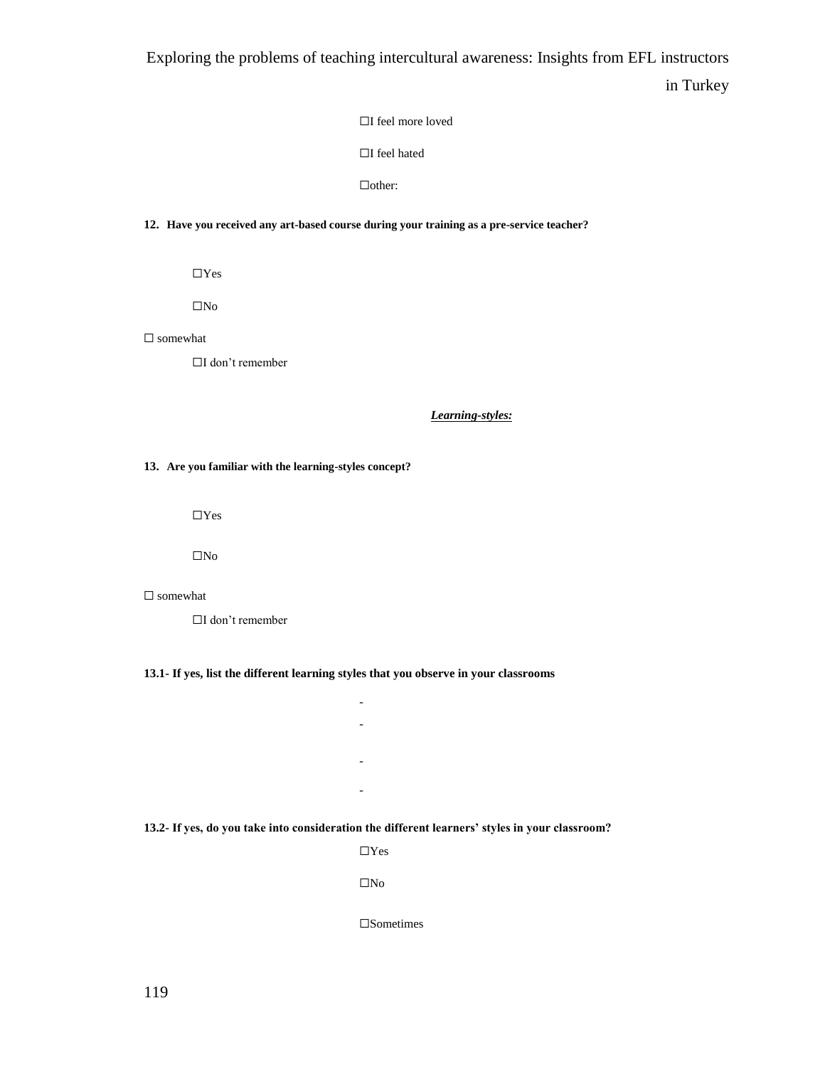☐I feel more loved

☐I feel hated

☐other:

**12. Have you received any art-based course during your training as a pre-service teacher?**

☐Yes

☐No

☐ somewhat

☐I don't remember

***Learning-styles:***

**13. Are you familiar with the learning-styles concept?**

☐Yes

☐No

☐ somewhat

☐I don't remember

**13.1- If yes, list the different learning styles that you observe in your classrooms**

-
-
-
-

**13.2- If yes, do you take into consideration the different learners' styles in your classroom?**

☐Yes

☐No

☐Sometimes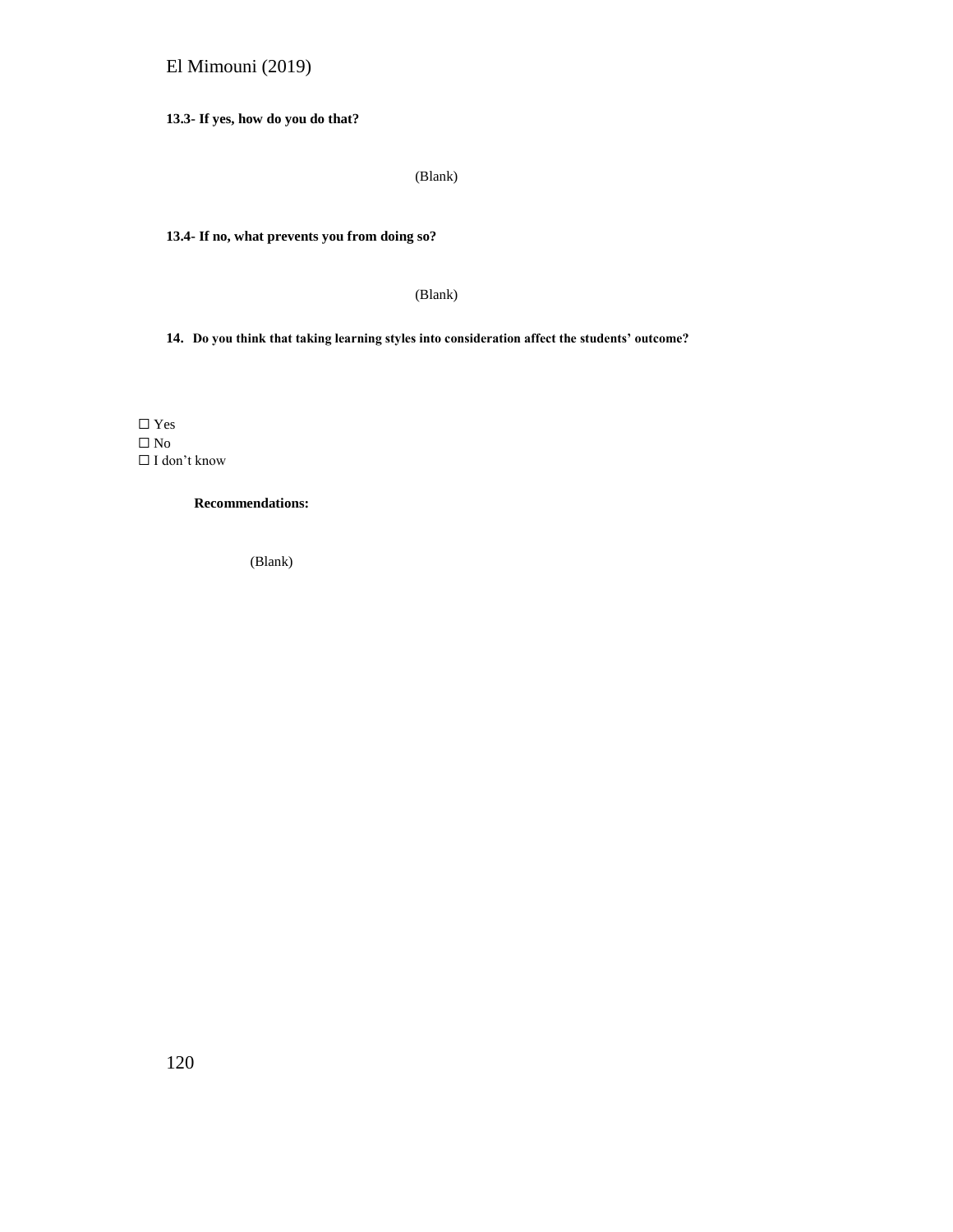**13.3- If yes, how do you do that?**

(Blank)

**13.4- If no, what prevents you from doing so?**

(Blank)

**14. Do you think that taking learning styles into consideration affect the students' outcome?**

☐ Yes
☐ No
☐ I don't know

**Recommendations:**

(Blank)